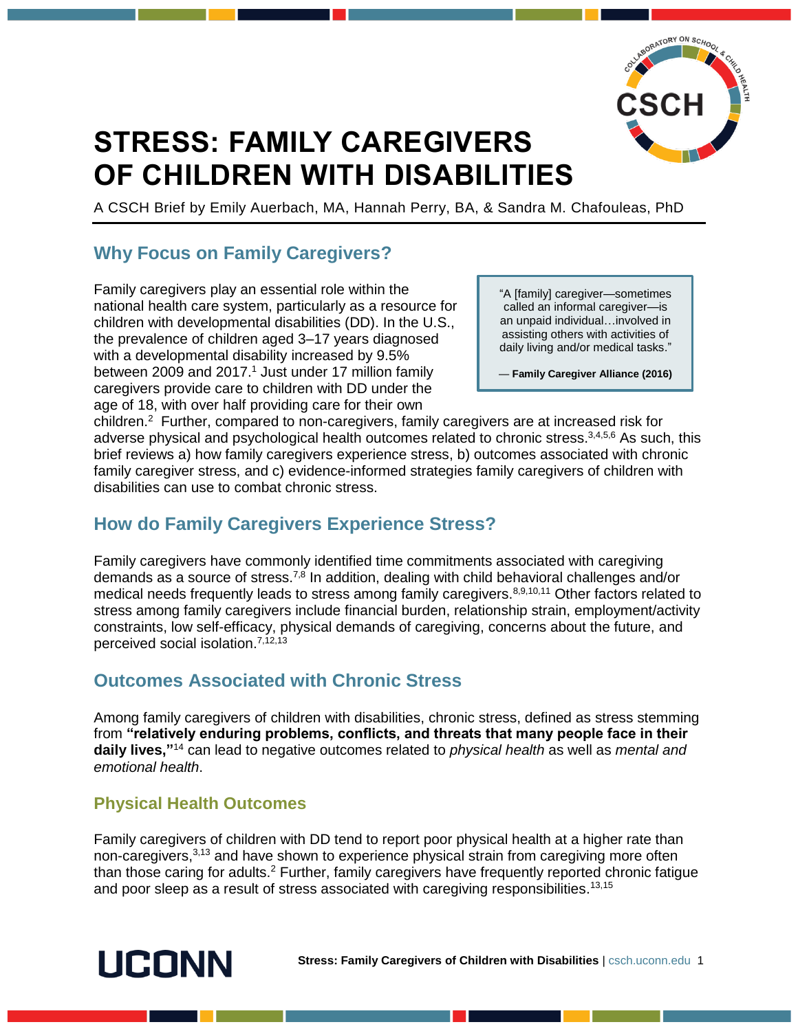# STRESS: FAMILY CAREGIVERS OF CHILDREN WITH DISABILITIES

A CSCH Brief by Emily Auerbach, MA, Hannah Perry, BA, & Sandra M. Chafouleas, PhD

## Why Focus on Family Caregivers?

> "A [family] caregiver—sometimes called an informal caregiver—is an unpaid individual…involved in assisting others with activities of daily living and/or medical tasks."
>
> — **Family Caregiver Alliance (2016)**

Family caregivers play an essential role within the national health care system, particularly as a resource for children with developmental disabilities (DD). In the U.S., the prevalence of children aged 3–17 years diagnosed with a developmental disability increased by 9.5% between 2009 and 2017.[1] Just under 17 million family caregivers provide care to children with DD under the age of 18, with over half providing care for their own children.[2] Further, compared to non-caregivers, family caregivers are at increased risk for adverse physical and psychological health outcomes related to chronic stress.[3,4,5,6] As such, this brief reviews a) how family caregivers experience stress, b) outcomes associated with chronic family caregiver stress, and c) evidence-informed strategies family caregivers of children with disabilities can use to combat chronic stress.

## How do Family Caregivers Experience Stress?

Family caregivers have commonly identified time commitments associated with caregiving demands as a source of stress.[7,8] In addition, dealing with child behavioral challenges and/or medical needs frequently leads to stress among family caregivers.[8,9,10,11] Other factors related to stress among family caregivers include financial burden, relationship strain, employment/activity constraints, low self-efficacy, physical demands of caregiving, concerns about the future, and perceived social isolation.[7,12,13]

## Outcomes Associated with Chronic Stress

Among family caregivers of children with disabilities, chronic stress, defined as stress stemming from **"relatively enduring problems, conflicts, and threats that many people face in their daily lives,"**[14] can lead to negative outcomes related to *physical health* as well as *mental and emotional health*.

### Physical Health Outcomes

Family caregivers of children with DD tend to report poor physical health at a higher rate than non-caregivers,[3,13] and have shown to experience physical strain from caregiving more often than those caring for adults.[2] Further, family caregivers have frequently reported chronic fatigue and poor sleep as a result of stress associated with caregiving responsibilities.[13,15]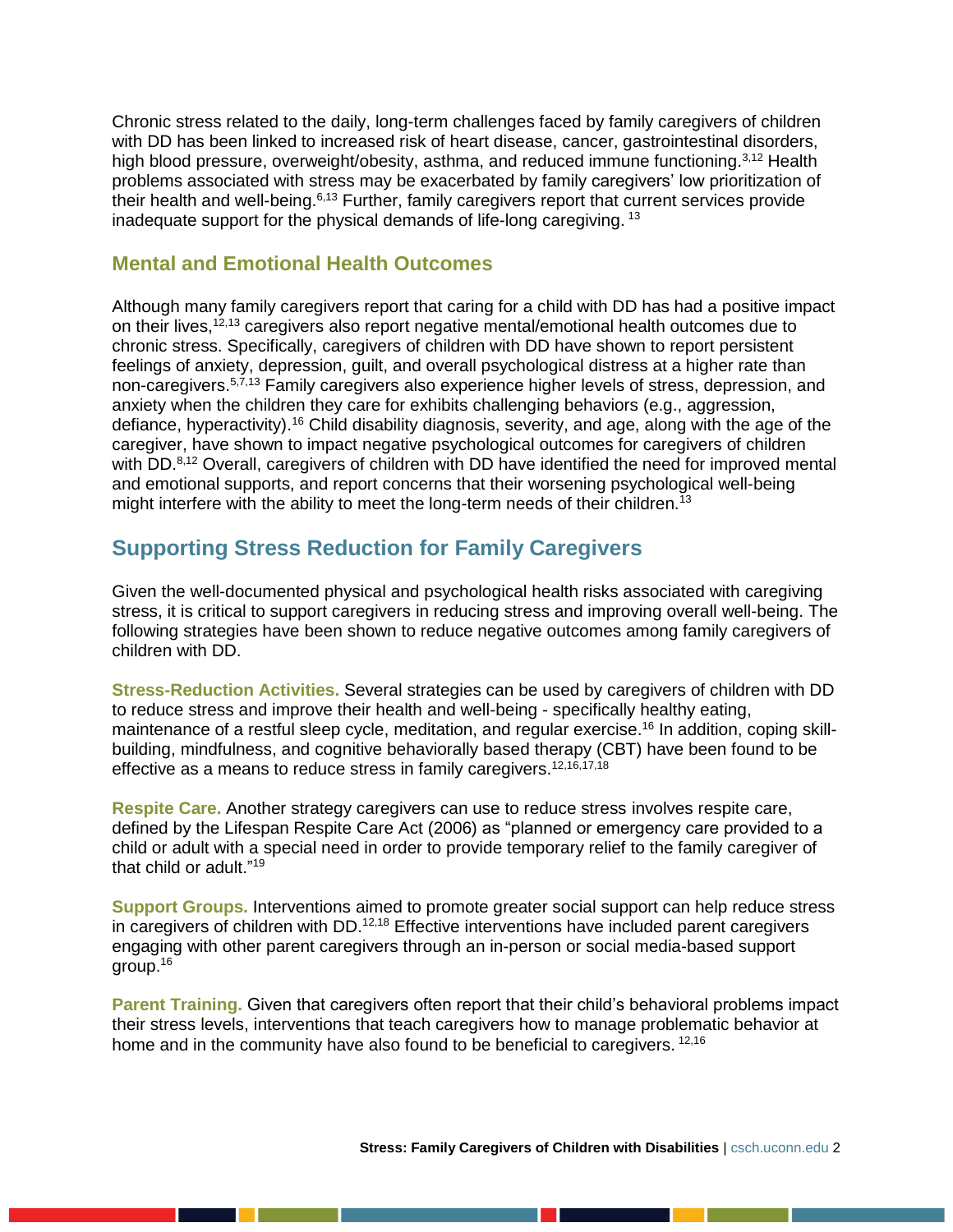Chronic stress related to the daily, long-term challenges faced by family caregivers of children with DD has been linked to increased risk of heart disease, cancer, gastrointestinal disorders, high blood pressure, overweight/obesity, asthma, and reduced immune functioning.[3,12] Health problems associated with stress may be exacerbated by family caregivers' low prioritization of their health and well-being.[6,13] Further, family caregivers report that current services provide inadequate support for the physical demands of life-long caregiving.[13]

### Mental and Emotional Health Outcomes

Although many family caregivers report that caring for a child with DD has had a positive impact on their lives,[12,13] caregivers also report negative mental/emotional health outcomes due to chronic stress. Specifically, caregivers of children with DD have shown to report persistent feelings of anxiety, depression, guilt, and overall psychological distress at a higher rate than non-caregivers.[5,7,13] Family caregivers also experience higher levels of stress, depression, and anxiety when the children they care for exhibits challenging behaviors (e.g., aggression, defiance, hyperactivity).[16] Child disability diagnosis, severity, and age, along with the age of the caregiver, have shown to impact negative psychological outcomes for caregivers of children with DD.[8,12] Overall, caregivers of children with DD have identified the need for improved mental and emotional supports, and report concerns that their worsening psychological well-being might interfere with the ability to meet the long-term needs of their children.[13]

## Supporting Stress Reduction for Family Caregivers

Given the well-documented physical and psychological health risks associated with caregiving stress, it is critical to support caregivers in reducing stress and improving overall well-being. The following strategies have been shown to reduce negative outcomes among family caregivers of children with DD.

**Stress-Reduction Activities.** Several strategies can be used by caregivers of children with DD to reduce stress and improve their health and well-being - specifically healthy eating, maintenance of a restful sleep cycle, meditation, and regular exercise.[16] In addition, coping skill-building, mindfulness, and cognitive behaviorally based therapy (CBT) have been found to be effective as a means to reduce stress in family caregivers.[12,16,17,18]

**Respite Care.** Another strategy caregivers can use to reduce stress involves respite care, defined by the Lifespan Respite Care Act (2006) as "planned or emergency care provided to a child or adult with a special need in order to provide temporary relief to the family caregiver of that child or adult."[19]

**Support Groups.** Interventions aimed to promote greater social support can help reduce stress in caregivers of children with DD.[12,18] Effective interventions have included parent caregivers engaging with other parent caregivers through an in-person or social media-based support group.[16]

**Parent Training.** Given that caregivers often report that their child's behavioral problems impact their stress levels, interventions that teach caregivers how to manage problematic behavior at home and in the community have also found to be beneficial to caregivers.[12,16]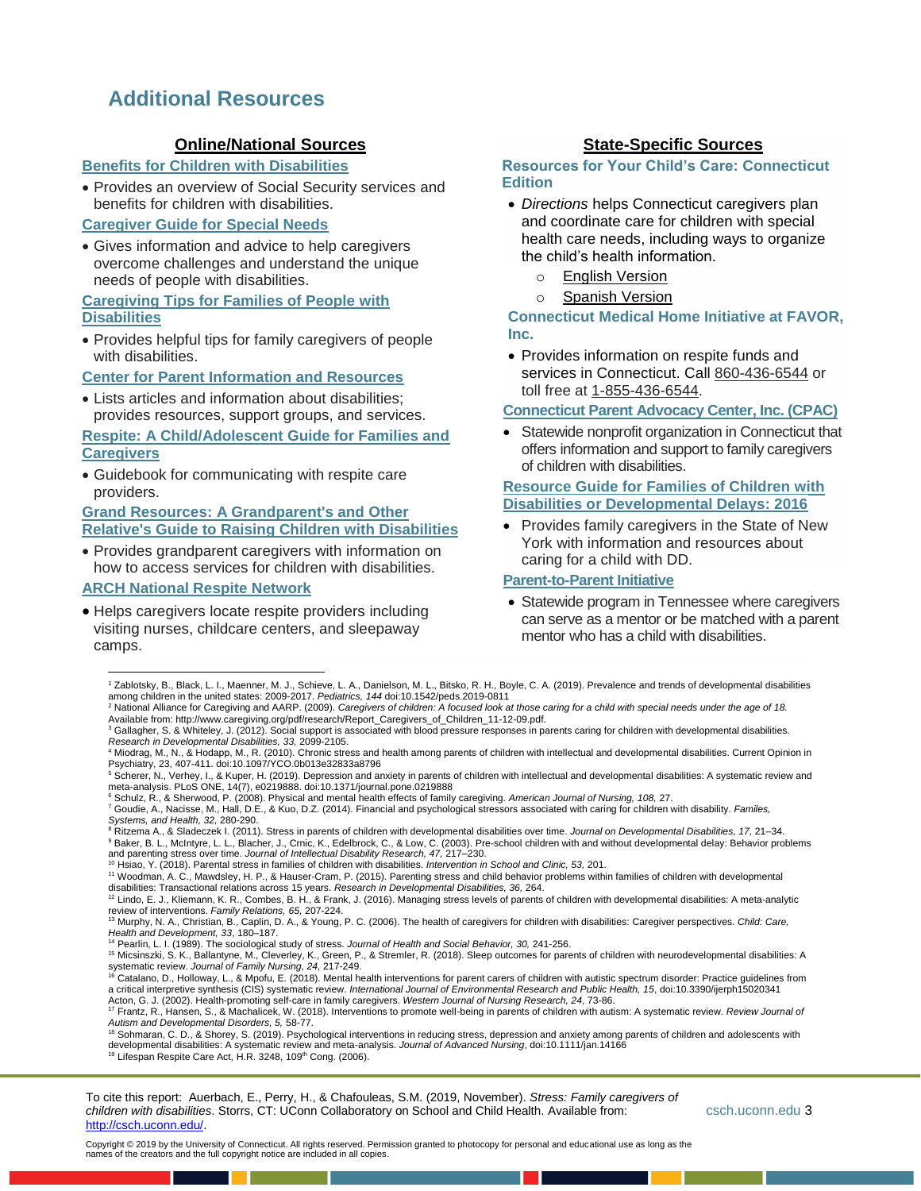## Additional Resources

### Online/National Sources

**Benefits for Children with Disabilities**

- Provides an overview of Social Security services and benefits for children with disabilities.

**Caregiver Guide for Special Needs**

- Gives information and advice to help caregivers overcome challenges and understand the unique needs of people with disabilities.

**Caregiving Tips for Families of People with Disabilities**

- Provides helpful tips for family caregivers of people with disabilities.

**Center for Parent Information and Resources**

- Lists articles and information about disabilities; provides resources, support groups, and services.

**Respite: A Child/Adolescent Guide for Families and Caregivers**

- Guidebook for communicating with respite care providers.

**Grand Resources: A Grandparent's and Other Relative's Guide to Raising Children with Disabilities**

- Provides grandparent caregivers with information on how to access services for children with disabilities.

**ARCH National Respite Network**

- Helps caregivers locate respite providers including visiting nurses, childcare centers, and sleepaway camps.

### State-Specific Sources

**Resources for Your Child's Care: Connecticut Edition**

- *Directions* helps Connecticut caregivers plan and coordinate care for children with special health care needs, including ways to organize the child's health information.
  - English Version
  - Spanish Version

**Connecticut Medical Home Initiative at FAVOR, Inc.**

- Provides information on respite funds and services in Connecticut. Call 860-436-6544 or toll free at 1-855-436-6544.

**Connecticut Parent Advocacy Center, Inc. (CPAC)**

- Statewide nonprofit organization in Connecticut that offers information and support to family caregivers of children with disabilities.

**Resource Guide for Families of Children with Disabilities or Developmental Delays: 2016**

- Provides family caregivers in the State of New York with information and resources about caring for a child with DD.

**Parent-to-Parent Initiative**

- Statewide program in Tennessee where caregivers can serve as a mentor or be matched with a parent mentor who has a child with disabilities.

---

[1] Zablotsky, B., Black, L. I., Maenner, M. J., Schieve, L. A., Danielson, M. L., Bitsko, R. H., Boyle, C. A. (2019). Prevalence and trends of developmental disabilities among children in the united states: 2009-2017. *Pediatrics, 144* doi:10.1542/peds.2019-0811

[2] National Alliance for Caregiving and AARP. (2009). *Caregivers of children: A focused look at those caring for a child with special needs under the age of 18.* Available from: http://www.caregiving.org/pdf/research/Report_Caregivers_of_Children_11-12-09.pdf.

[3] Gallagher, S. & Whiteley, J. (2012). Social support is associated with blood pressure responses in parents caring for children with developmental disabilities. *Research in Developmental Disabilities, 33,* 2099-2105.

[4] Miodrag, M., N., & Hodapp, M., R. (2010). Chronic stress and health among parents of children with intellectual and developmental disabilities. Current Opinion in Psychiatry, 23, 407-411. doi:10.1097/YCO.0b013e32833a8796

[5] Scherer, N., Verhey, I., & Kuper, H. (2019). Depression and anxiety in parents of children with intellectual and developmental disabilities: A systematic review and meta-analysis. PLoS ONE, 14(7), e0219888. doi:10.1371/journal.pone.0219888

[6] Schulz, R., & Sherwood, P. (2008). Physical and mental health effects of family caregiving. *American Journal of Nursing, 108,* 27.

[7] Goudie, A., Nacisse, M., Hall, D.E., & Kuo, D.Z. (2014). Financial and psychological stressors associated with caring for children with disability. *Familes, Systems, and Health, 32,* 280-290.

[8] Ritzema A., & Sladeczek I. (2011). Stress in parents of children with developmental disabilities over time. *Journal on Developmental Disabilities, 17,* 21–34.

[9] Baker, B. L., McIntyre, L. L., Blacher, J., Crnic, K., Edelbrock, C., & Low, C. (2003). Pre-school children with and without developmental delay: Behavior problems and parenting stress over time. *Journal of Intellectual Disability Research, 47,* 217–230.

[10] Hsiao, Y. (2018). Parental stress in families of children with disabilities. *Intervention in School and Clinic, 53,* 201.

[11] Woodman, A. C., Mawdsley, H. P., & Hauser-Cram, P. (2015). Parenting stress and child behavior problems within families of children with developmental disabilities: Transactional relations across 15 years. *Research in Developmental Disabilities, 36,* 264.

[12] Lindo, E. J., Kliemann, K. R., Combes, B. H., & Frank, J. (2016). Managing stress levels of parents of children with developmental disabilities: A meta-analytic review of interventions. *Family Relations, 65,* 207-224.

[13] Murphy, N. A., Christian, B., Caplin, D. A., & Young, P. C. (2006). The health of caregivers for children with disabilities: Caregiver perspectives. *Child: Care, Health and Development, 33,* 180–187.

[14] Pearlin, L. I. (1989). The sociological study of stress. *Journal of Health and Social Behavior, 30,* 241-256.

[15] Micsinszki, S. K., Ballantyne, M., Cleverley, K., Green, P., & Stremler, R. (2018). Sleep outcomes for parents of children with neurodevelopmental disabilities: A systematic review. *Journal of Family Nursing, 24,* 217-249.

[16] Catalano, D., Holloway, L., & Mpofu, E. (2018). Mental health interventions for parent carers of children with autistic spectrum disorder: Practice guidelines from a critical interpretive synthesis (CIS) systematic review. *International Journal of Environmental Research and Public Health, 15*, doi:10.3390/ijerph15020341
Acton, G. J. (2002). Health-promoting self-care in family caregivers. *Western Journal of Nursing Research, 24,* 73-86.

[17] Frantz, R., Hansen, S., & Machalicek, W. (2018). Interventions to promote well-being in parents of children with autism: A systematic review. *Review Journal of Autism and Developmental Disorders, 5,* 58-77.

[18] Sohmaran, C. D., & Shorey, S. (2019). Psychological interventions in reducing stress, depression and anxiety among parents of children and adolescents with developmental disabilities: A systematic review and meta-analysis. *Journal of Advanced Nursing*, doi:10.1111/jan.14166

[19] Lifespan Respite Care Act, H.R. 3248, 109th Cong. (2006).

---

To cite this report: Auerbach, E., Perry, H., & Chafouleas, S.M. (2019, November). *Stress: Family caregivers of children with disabilities*. Storrs, CT: UConn Collaboratory on School and Child Health. Available from: http://csch.uconn.edu/.

Copyright © 2019 by the University of Connecticut. All rights reserved. Permission granted to photocopy for personal and educational use as long as the names of the creators and the full copyright notice are included in all copies.